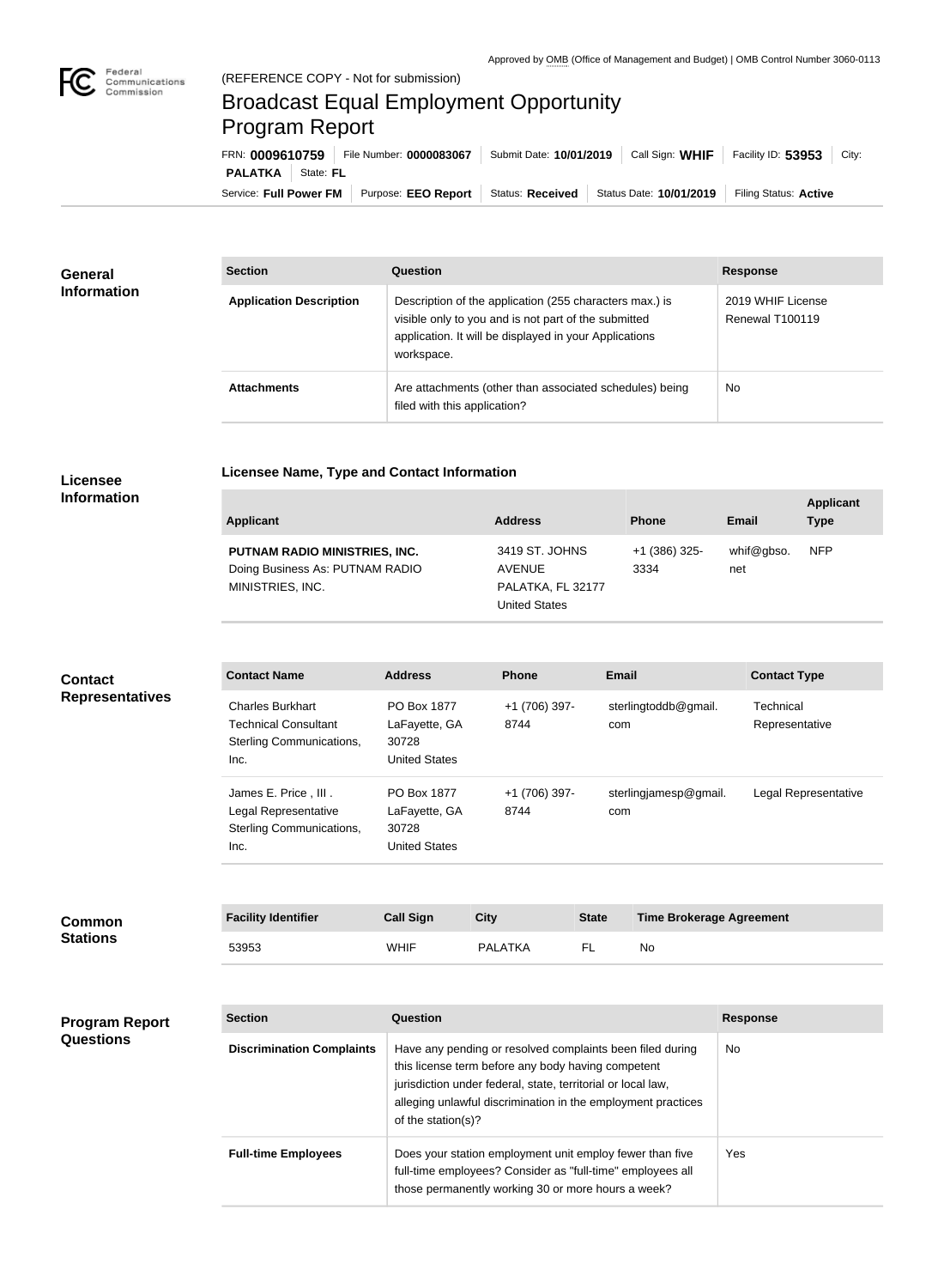Approved by OMB (Office of Management and Budget) | OMB Control Number 3060-0113

Federal Communications Commission

(REFERENCE COPY - Not for submission)

# Broadcast Equal Employment Opportunity Program Report

FRN: **0009610759** | File Number: **0000083067** | Submit Date: **10/01/2019** | Call Sign: **WHIF** | Facility ID: **53953** | City: **PALATKA** | State: **FL**

Service: **Full Power FM** | Purpose: **EEO Report** | Status: **Received** | Status Date: **10/01/2019** | Filing Status: **Active**

## General Information

| Section | Question | Response |
| --- | --- | --- |
| **Application Description** | Description of the application (255 characters max.) is visible only to you and is not part of the submitted application. It will be displayed in your Applications workspace. | 2019 WHIF License Renewal T100119 |
| **Attachments** | Are attachments (other than associated schedules) being filed with this application? | No |

## Licensee Information

### Licensee Name, Type and Contact Information

| Applicant | Address | Phone | Email | Applicant Type |
| --- | --- | --- | --- | --- |
| **PUTNAM RADIO MINISTRIES, INC.** Doing Business As: PUTNAM RADIO MINISTRIES, INC. | 3419 ST. JOHNS AVENUE PALATKA, FL 32177 United States | +1 (386) 325-3334 | whif@gbso.net | NFP |

## Contact Representatives

| Contact Name | Address | Phone | Email | Contact Type |
| --- | --- | --- | --- | --- |
| Charles Burkhart Technical Consultant Sterling Communications, Inc. | PO Box 1877 LaFayette, GA 30728 United States | +1 (706) 397-8744 | sterlingtoddb@gmail.com | Technical Representative |
| James E. Price , III . Legal Representative Sterling Communications, Inc. | PO Box 1877 LaFayette, GA 30728 United States | +1 (706) 397-8744 | sterlingjamesp@gmail.com | Legal Representative |

## Common Stations

| Facility Identifier | Call Sign | City | State | Time Brokerage Agreement |
| --- | --- | --- | --- | --- |
| 53953 | WHIF | PALATKA | FL | No |

## Program Report Questions

| Section | Question | Response |
| --- | --- | --- |
| **Discrimination Complaints** | Have any pending or resolved complaints been filed during this license term before any body having competent jurisdiction under federal, state, territorial or local law, alleging unlawful discrimination in the employment practices of the station(s)? | No |
| **Full-time Employees** | Does your station employment unit employ fewer than five full-time employees? Consider as "full-time" employees all those permanently working 30 or more hours a week? | Yes |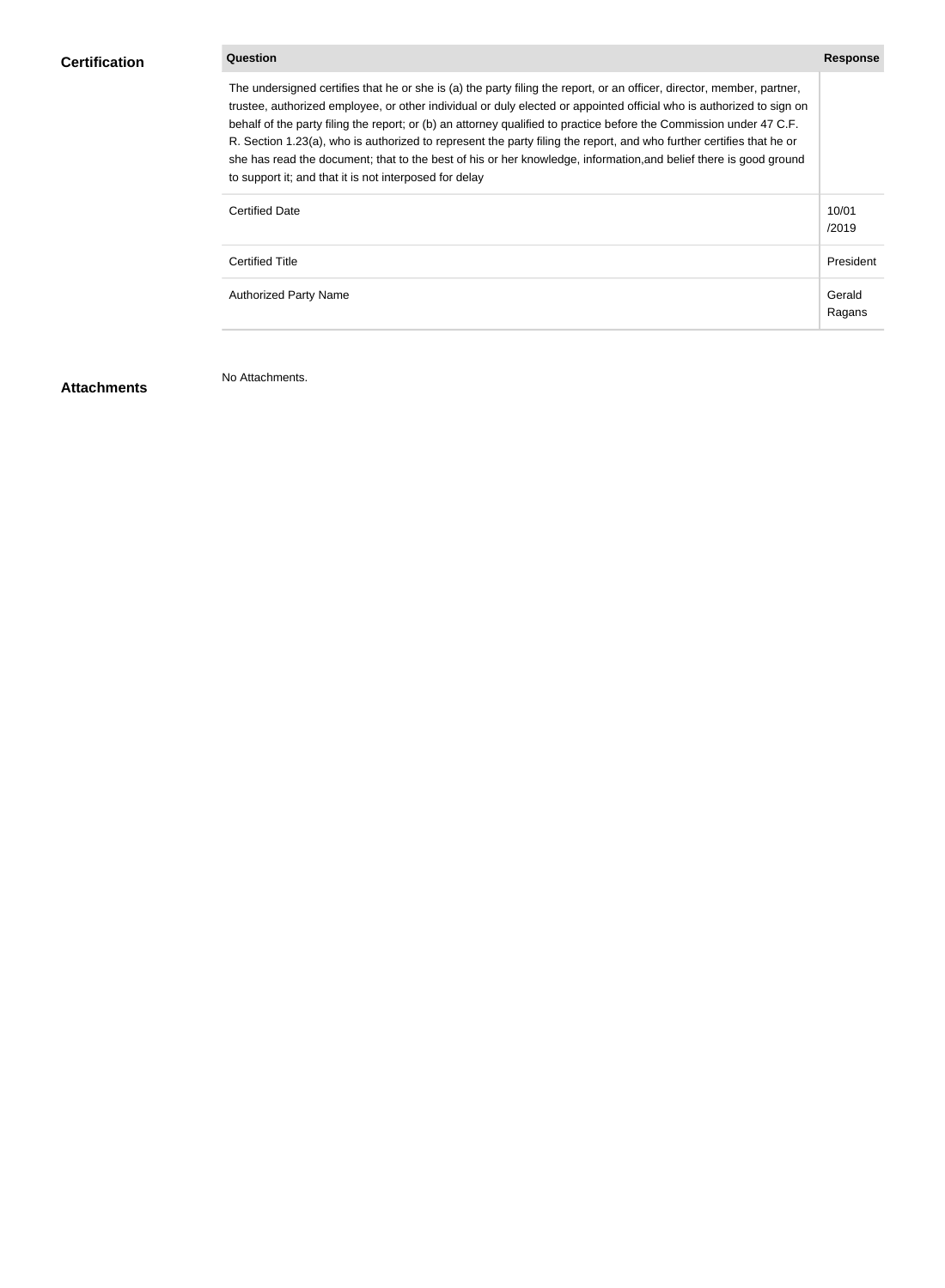## Certification

| Question | Response |
| --- | --- |
| The undersigned certifies that he or she is (a) the party filing the report, or an officer, director, member, partner, trustee, authorized employee, or other individual or duly elected or appointed official who is authorized to sign on behalf of the party filing the report; or (b) an attorney qualified to practice before the Commission under 47 C.F.R. Section 1.23(a), who is authorized to represent the party filing the report, and who further certifies that he or she has read the document; that to the best of his or her knowledge, information,and belief there is good ground to support it; and that it is not interposed for delay | |
| Certified Date | 10/01/2019 |
| Certified Title | President |
| Authorized Party Name | Gerald Ragans |

## Attachments

No Attachments.